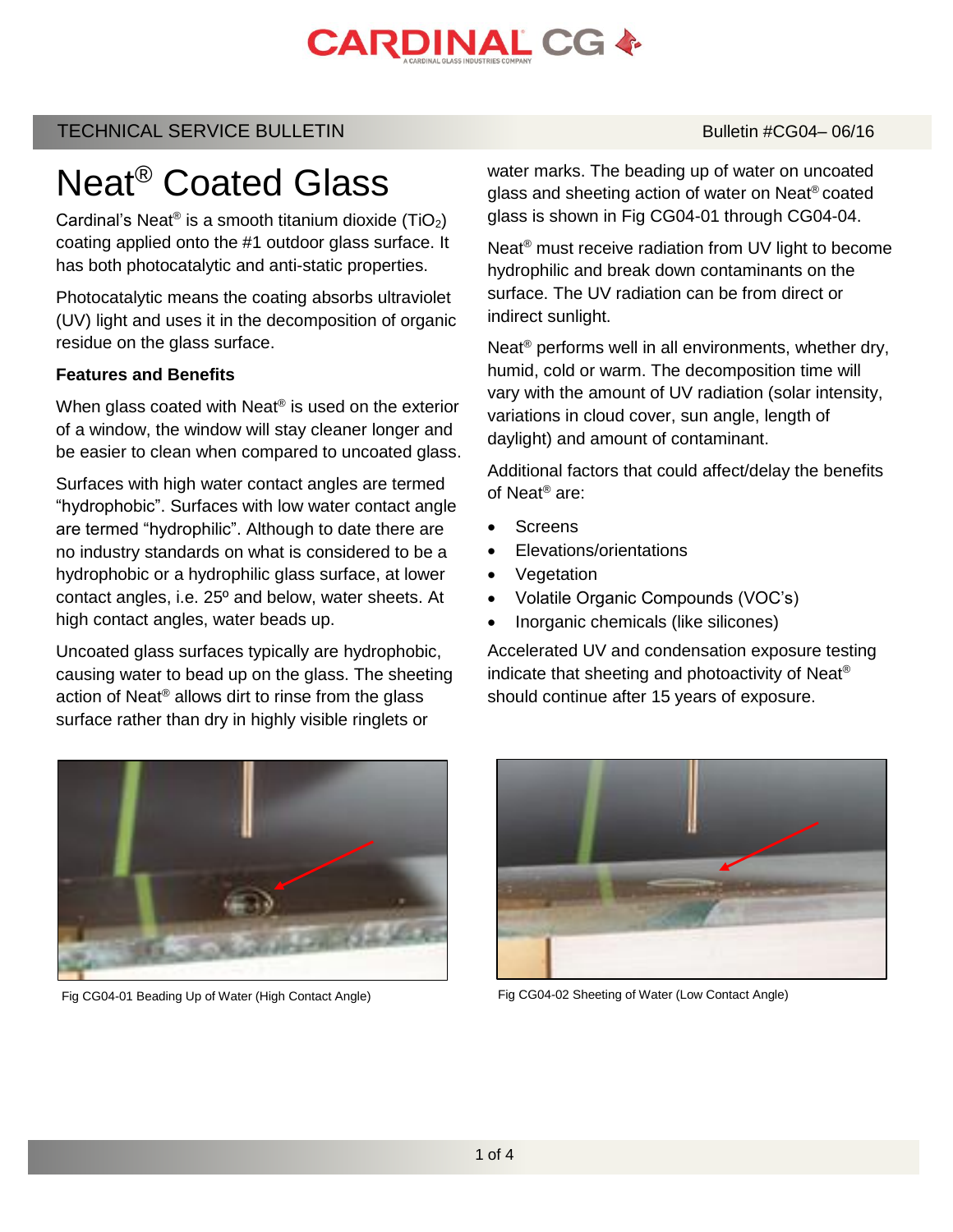TECHNICAL SERVICE BULLETIN

Bulletin #CG04– 06/16

# Neat® Coated Glass

Cardinal's Neat® is a smooth titanium dioxide ($TiO_2$) coating applied onto the #1 outdoor glass surface. It has both photocatalytic and anti-static properties.

Photocatalytic means the coating absorbs ultraviolet (UV) light and uses it in the decomposition of organic residue on the glass surface.

**Features and Benefits**

When glass coated with Neat® is used on the exterior of a window, the window will stay cleaner longer and be easier to clean when compared to uncoated glass.

Surfaces with high water contact angles are termed "hydrophobic". Surfaces with low water contact angle are termed "hydrophilic". Although to date there are no industry standards on what is considered to be a hydrophobic or a hydrophilic glass surface, at lower contact angles, i.e. 25º and below, water sheets. At high contact angles, water beads up.

Uncoated glass surfaces typically are hydrophobic, causing water to bead up on the glass. The sheeting action of Neat® allows dirt to rinse from the glass surface rather than dry in highly visible ringlets or water marks. The beading up of water on uncoated glass and sheeting action of water on Neat® coated glass is shown in Fig CG04-01 through CG04-04.

Neat® must receive radiation from UV light to become hydrophilic and break down contaminants on the surface. The UV radiation can be from direct or indirect sunlight.

Neat® performs well in all environments, whether dry, humid, cold or warm. The decomposition time will vary with the amount of UV radiation (solar intensity, variations in cloud cover, sun angle, length of daylight) and amount of contaminant.

Additional factors that could affect/delay the benefits of Neat® are:

- Screens
- Elevations/orientations
- Vegetation
- Volatile Organic Compounds (VOC's)
- Inorganic chemicals (like silicones)

Accelerated UV and condensation exposure testing indicate that sheeting and photoactivity of Neat® should continue after 15 years of exposure.

Fig CG04-01 Beading Up of Water (High Contact Angle)

Fig CG04-02 Sheeting of Water (Low Contact Angle)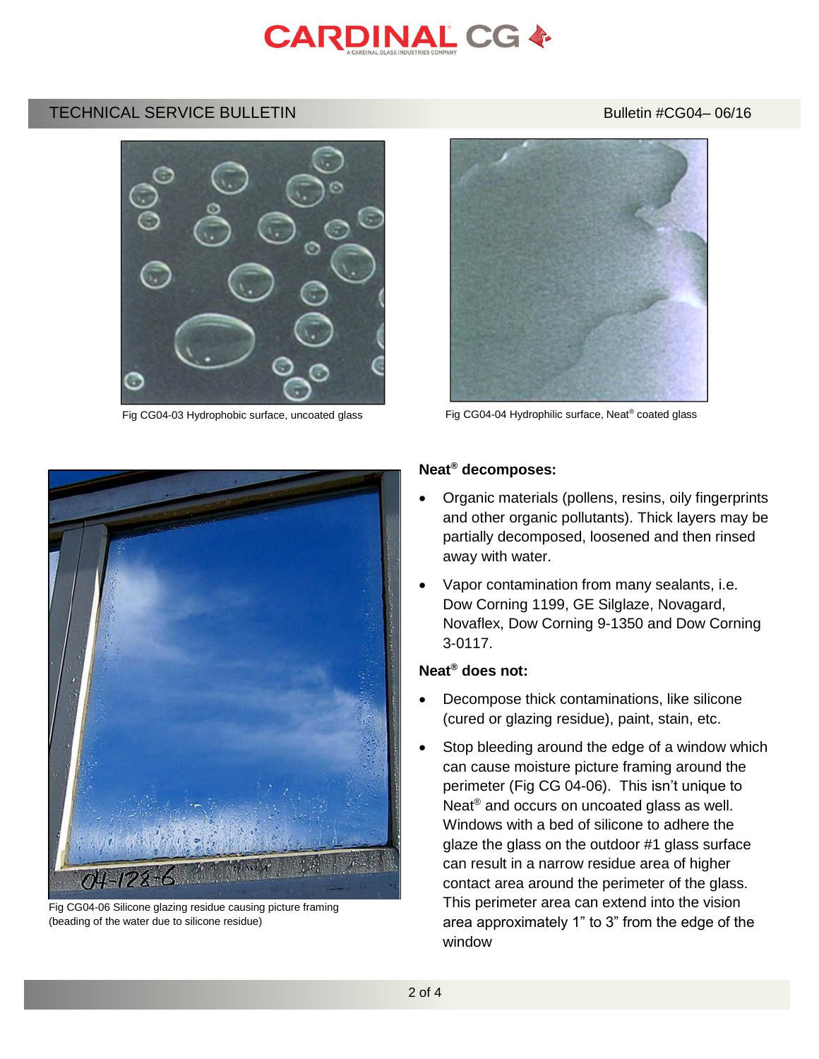Fig CG04-03 Hydrophobic surface, uncoated glass

Fig CG04-04 Hydrophilic surface, Neat® coated glass

Fig CG04-06 Silicone glazing residue causing picture framing (beading of the water due to silicone residue)

**Neat® decomposes:**

- Organic materials (pollens, resins, oily fingerprints and other organic pollutants). Thick layers may be partially decomposed, loosened and then rinsed away with water.
- Vapor contamination from many sealants, i.e. Dow Corning 1199, GE Silglaze, Novagard, Novaflex, Dow Corning 9-1350 and Dow Corning 3-0117.

**Neat® does not:**

- Decompose thick contaminations, like silicone (cured or glazing residue), paint, stain, etc.
- Stop bleeding around the edge of a window which can cause moisture picture framing around the perimeter (Fig CG 04-06). This isn't unique to Neat® and occurs on uncoated glass as well. Windows with a bed of silicone to adhere the glaze the glass on the outdoor #1 glass surface can result in a narrow residue area of higher contact area around the perimeter of the glass. This perimeter area can extend into the vision area approximately 1" to 3" from the edge of the window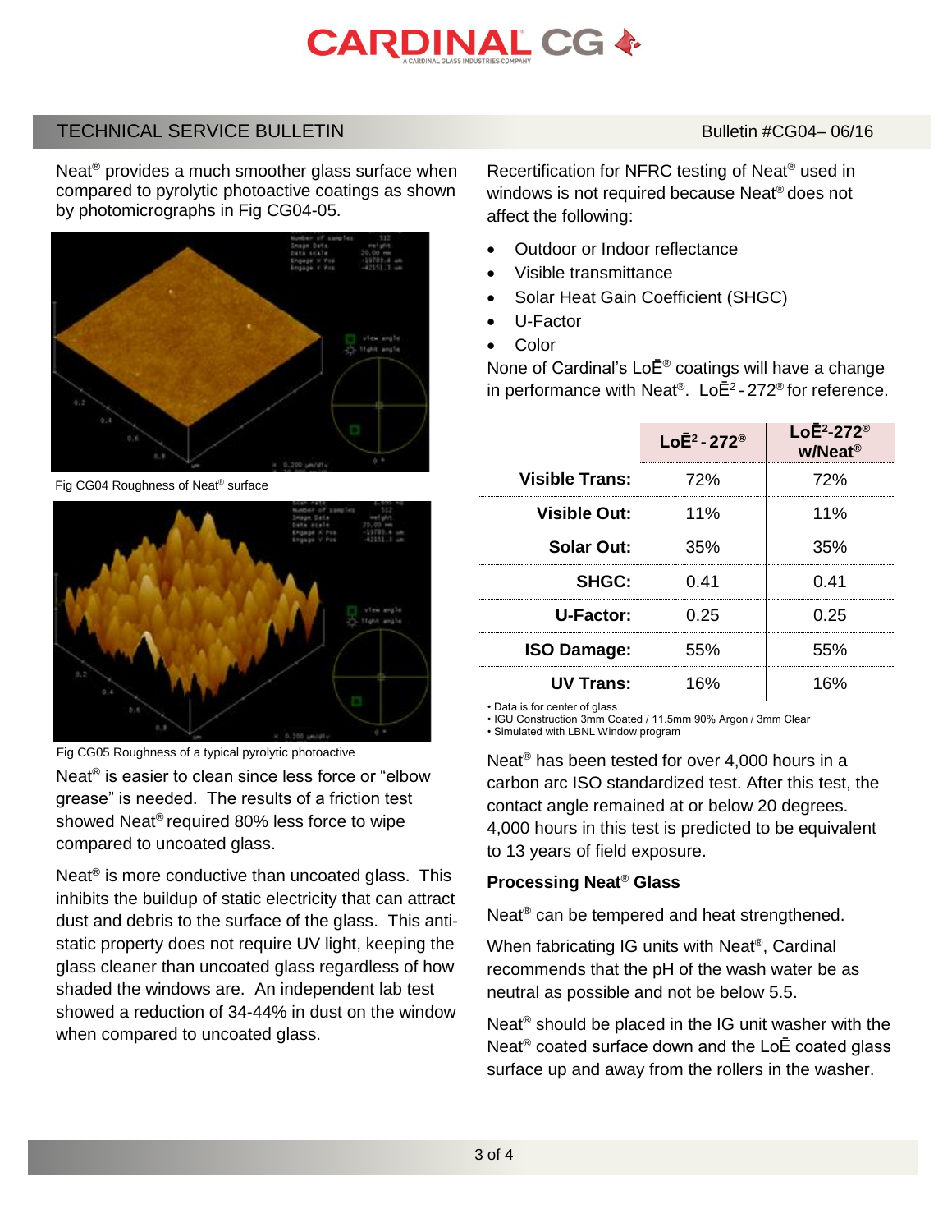# TECHNICAL SERVICE BULLETIN

Bulletin #CG04– 06/16

Neat® provides a much smoother glass surface when compared to pyrolytic photoactive coatings as shown by photomicrographs in Fig CG04-05.

Fig CG04 Roughness of Neat® surface

Fig CG05 Roughness of a typical pyrolytic photoactive

Neat® is easier to clean since less force or "elbow grease" is needed. The results of a friction test showed Neat® required 80% less force to wipe compared to uncoated glass.

Neat® is more conductive than uncoated glass. This inhibits the buildup of static electricity that can attract dust and debris to the surface of the glass. This anti-static property does not require UV light, keeping the glass cleaner than uncoated glass regardless of how shaded the windows are. An independent lab test showed a reduction of 34-44% in dust on the window when compared to uncoated glass.

Recertification for NFRC testing of Neat® used in windows is not required because Neat® does not affect the following:

- Outdoor or Indoor reflectance
- Visible transmittance
- Solar Heat Gain Coefficient (SHGC)
- U-Factor
- Color

None of Cardinal's LoĒ® coatings will have a change in performance with Neat®. LoĒ²-272® for reference.

| | LoĒ² - 272® | LoĒ²-272® w/Neat® |
|---|---|---|
| **Visible Trans:** | 72% | 72% |
| **Visible Out:** | 11% | 11% |
| **Solar Out:** | 35% | 35% |
| **SHGC:** | 0.41 | 0.41 |
| **U-Factor:** | 0.25 | 0.25 |
| **ISO Damage:** | 55% | 55% |
| **UV Trans:** | 16% | 16% |

- Data is for center of glass
- IGU Construction 3mm Coated / 11.5mm 90% Argon / 3mm Clear
- Simulated with LBNL Window program

Neat® has been tested for over 4,000 hours in a carbon arc ISO standardized test. After this test, the contact angle remained at or below 20 degrees. 4,000 hours in this test is predicted to be equivalent to 13 years of field exposure.

**Processing Neat® Glass**

Neat® can be tempered and heat strengthened.

When fabricating IG units with Neat®, Cardinal recommends that the pH of the wash water be as neutral as possible and not be below 5.5.

Neat® should be placed in the IG unit washer with the Neat® coated surface down and the LoĒ coated glass surface up and away from the rollers in the washer.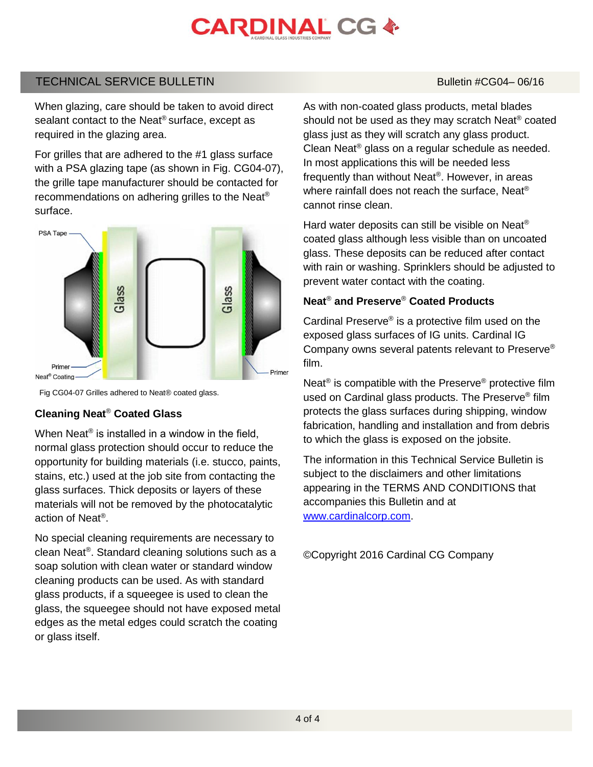When glazing, care should be taken to avoid direct sealant contact to the Neat® surface, except as required in the glazing area.

For grilles that are adhered to the #1 glass surface with a PSA glazing tape (as shown in Fig. CG04-07), the grille tape manufacturer should be contacted for recommendations on adhering grilles to the Neat® surface.

PSA Tape

Glass

Glass

Primer

Neat® Coating

Primer

Fig CG04-07 Grilles adhered to Neat® coated glass.

### Cleaning Neat® Coated Glass

When Neat® is installed in a window in the field, normal glass protection should occur to reduce the opportunity for building materials (i.e. stucco, paints, stains, etc.) used at the job site from contacting the glass surfaces. Thick deposits or layers of these materials will not be removed by the photocatalytic action of Neat®.

No special cleaning requirements are necessary to clean Neat®. Standard cleaning solutions such as a soap solution with clean water or standard window cleaning products can be used. As with standard glass products, if a squeegee is used to clean the glass, the squeegee should not have exposed metal edges as the metal edges could scratch the coating or glass itself.

As with non-coated glass products, metal blades should not be used as they may scratch Neat® coated glass just as they will scratch any glass product. Clean Neat® glass on a regular schedule as needed. In most applications this will be needed less frequently than without Neat®. However, in areas where rainfall does not reach the surface, Neat® cannot rinse clean.

Hard water deposits can still be visible on Neat® coated glass although less visible than on uncoated glass. These deposits can be reduced after contact with rain or washing. Sprinklers should be adjusted to prevent water contact with the coating.

### Neat® and Preserve® Coated Products

Cardinal Preserve® is a protective film used on the exposed glass surfaces of IG units. Cardinal IG Company owns several patents relevant to Preserve® film.

Neat® is compatible with the Preserve® protective film used on Cardinal glass products. The Preserve® film protects the glass surfaces during shipping, window fabrication, handling and installation and from debris to which the glass is exposed on the jobsite.

The information in this Technical Service Bulletin is subject to the disclaimers and other limitations appearing in the TERMS AND CONDITIONS that accompanies this Bulletin and at www.cardinalcorp.com.

©Copyright 2016 Cardinal CG Company